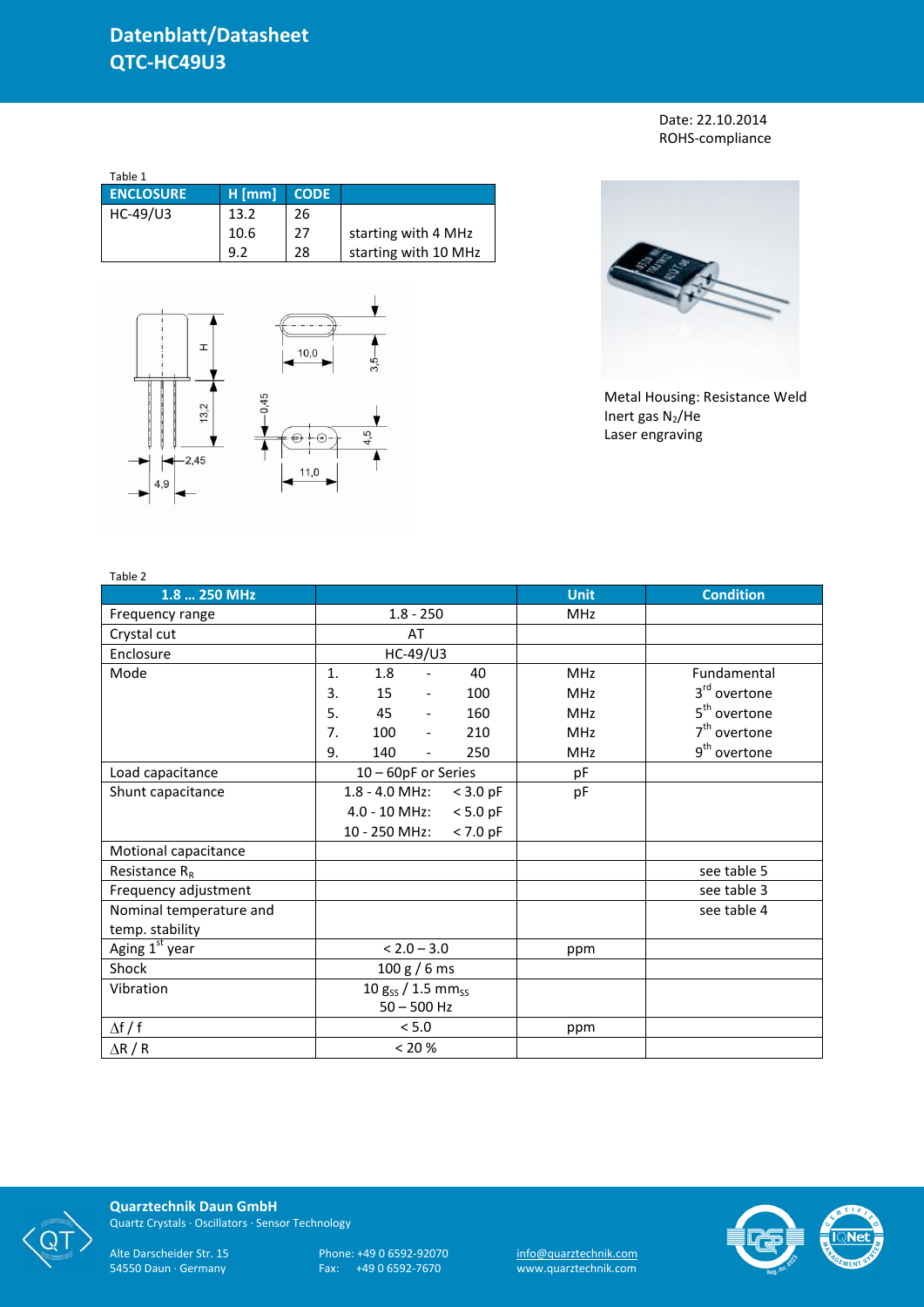# Datenblatt/Datasheet
# QTC-HC49U3

Date: 22.10.2014
ROHS-compliance

Table 1

| ENCLOSURE | H [mm] | CODE | |
|---|---|---|---|
| HC-49/U3 | 13.2 | 26 | |
| | 10.6 | 27 | starting with 4 MHz |
| | 9.2 | 28 | starting with 10 MHz |

H
13,2
2,45
4,9
10,0
3,5
0,45
4,5
11,0

Metal Housing: Resistance Weld
Inert gas $N_2$/He
Laser engraving

Table 2

| 1.8 … 250 MHz | | Unit | Condition |
|---|---|---|---|
| Frequency range | 1.8 - 250 | MHz | |
| Crystal cut | AT | | |
| Enclosure | HC-49/U3 | | |
| Mode | 1. 1.8 - 40 | MHz | Fundamental |
| | 3. 15 - 100 | MHz | 3rd overtone |
| | 5. 45 - 160 | MHz | 5th overtone |
| | 7. 100 - 210 | MHz | 7th overtone |
| | 9. 140 - 250 | MHz | 9th overtone |
| Load capacitance | 10 – 60pF or Series | pF | |
| Shunt capacitance | 1.8 - 4.0 MHz: < 3.0 pF | pF | |
| | 4.0 - 10 MHz: < 5.0 pF | | |
| | 10 - 250 MHz: < 7.0 pF | | |
| Motional capacitance | | | |
| Resistance $R_R$ | | | see table 5 |
| Frequency adjustment | | | see table 3 |
| Nominal temperature and temp. stability | | | see table 4 |
| Aging 1st year | < 2.0 – 3.0 | ppm | |
| Shock | 100 g / 6 ms | | |
| Vibration | 10 $g_{SS}$ / 1.5 $mm_{SS}$ 50 – 500 Hz | | |
| $\Delta f / f$ | < 5.0 | ppm | |
| $\Delta R / R$ | < 20 % | | |

**Quarztechnik Daun GmbH**
Quartz Crystals · Oscillators · Sensor Technology

Alte Darscheider Str. 15
54550 Daun · Germany

Phone: +49 0 6592-92070
Fax: +49 0 6592-7670

info@quarztechnik.com
www.quarztechnik.com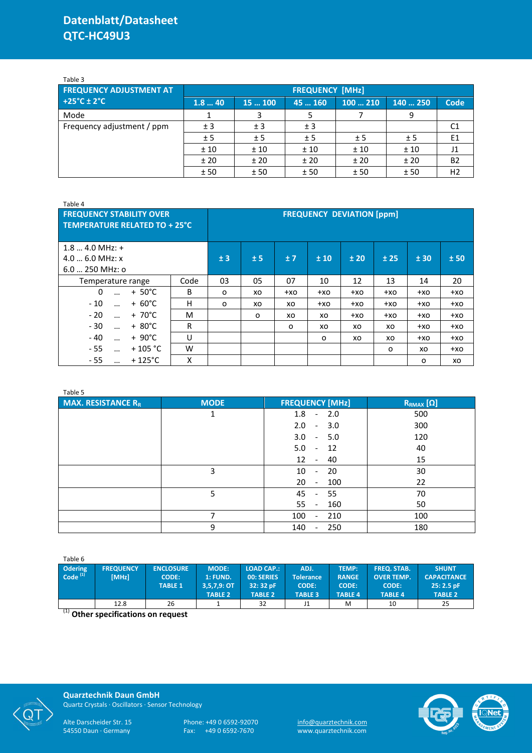# Datenblatt/Datasheet QTC-HC49U3

Table 3

| FREQUENCY ADJUSTMENT AT +25°C ± 2°C | FREQUENCY [MHz] | | | | | |
|---|---|---|---|---|---|---|
| | 1.8 … 40 | 15 … 100 | 45 … 160 | 100 … 210 | 140 … 250 | Code |
| Mode | 1 | 3 | 5 | 7 | 9 | |
| Frequency adjustment / ppm | ± 3 | ± 3 | ± 3 | | | C1 |
| | ± 5 | ± 5 | ± 5 | ± 5 | ± 5 | E1 |
| | ± 10 | ± 10 | ± 10 | ± 10 | ± 10 | J1 |
| | ± 20 | ± 20 | ± 20 | ± 20 | ± 20 | B2 |
| | ± 50 | ± 50 | ± 50 | ± 50 | ± 50 | H2 |

Table 4

| FREQUENCY STABILITY OVER TEMPERATURE RELATED TO + 25°C | | FREQUENCY DEVIATION [ppm] | | | | | | | |
|---|---|---|---|---|---|---|---|---|---|
| 1.8 … 4.0 MHz: +<br>4.0 … 6.0 MHz: x<br>6.0 … 250 MHz: o | | ± 3 | ± 5 | ± 7 | ± 10 | ± 20 | ± 25 | ± 30 | ± 50 |
| Temperature range | Code | 03 | 05 | 07 | 10 | 12 | 13 | 14 | 20 |
| 0 … + 50°C | B | o | xo | +xo | +xo | +xo | +xo | +xo | +xo |
| - 10 … + 60°C | H | o | xo | xo | +xo | +xo | +xo | +xo | +xo |
| - 20 … + 70°C | M | | o | xo | xo | +xo | +xo | +xo | +xo |
| - 30 … + 80°C | R | | | o | xo | xo | xo | +xo | +xo |
| - 40 … + 90°C | U | | | | o | xo | xo | +xo | +xo |
| - 55 … + 105 °C | W | | | | | | o | xo | +xo |
| - 55 … + 125°C | X | | | | | | | o | xo |

Table 5

| MAX. RESISTANCE $R_R$ | MODE | FREQUENCY [MHz] | $R_{RMAX}$ [Ω] |
|---|---|---|---|
| | 1 | 1.8 - 2.0 | 500 |
| | | 2.0 - 3.0 | 300 |
| | | 3.0 - 5.0 | 120 |
| | | 5.0 - 12 | 40 |
| | | 12 - 40 | 15 |
| | 3 | 10 - 20 | 30 |
| | | 20 - 100 | 22 |
| | 5 | 45 - 55 | 70 |
| | | 55 - 160 | 50 |
| | 7 | 100 - 210 | 100 |
| | 9 | 140 - 250 | 180 |

Table 6

| Odering Code [1] | FREQUENCY [MHz] | ENCLOSURE CODE: TABLE 1 | MODE: 1: FUND. 3,5,7,9: OT TABLE 2 | LOAD CAP.: 00: SERIES 32: 32 pF TABLE 2 | ADJ. Tolerance CODE: TABLE 3 | TEMP: RANGE CODE: TABLE 4 | FREQ. STAB. OVER TEMP. CODE: TABLE 4 | SHUNT CAPACITANCE 25: 2.5 pF TABLE 2 |
|---|---|---|---|---|---|---|---|---|
| | 12.8 | 26 | 1 | 32 | J1 | M | 10 | 25 |

[1] **Other specifications on request**

**Quarztechnik Daun GmbH**
Quartz Crystals · Oscillators · Sensor Technology

Alte Darscheider Str. 15
54550 Daun · Germany

Phone: +49 0 6592-92070
Fax: +49 0 6592-7670

info@quarztechnik.com
www.quarztechnik.com